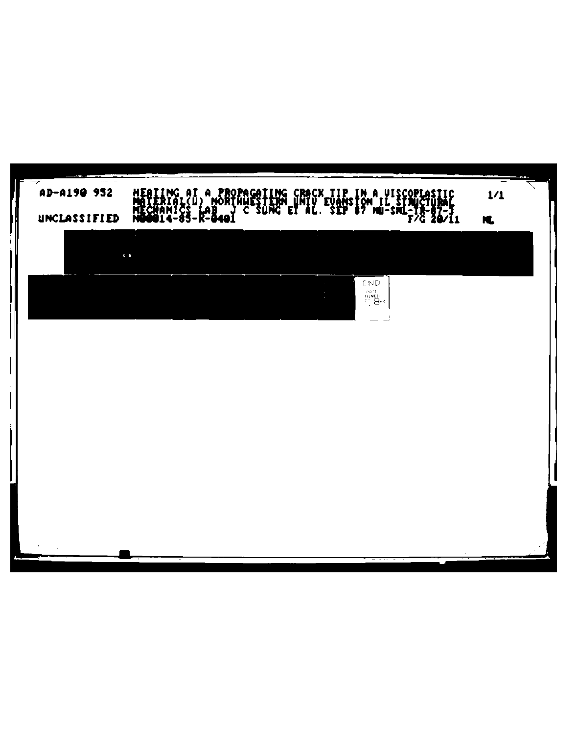AD-A190 952 HEATING AT A PROPAGATING CRACK TIP IN A VISCOPLASTIC MATERIAL(U) NORTHWESTERN UNIV EVANSTON IL STRUCTURAL MECHANICS LAB J C SUNG ET AL. SEP 87 NU-SML-TR-87-3 1/1

UNCLASSIFIED N00014-85-K-0401 F/G 20/11 NL

END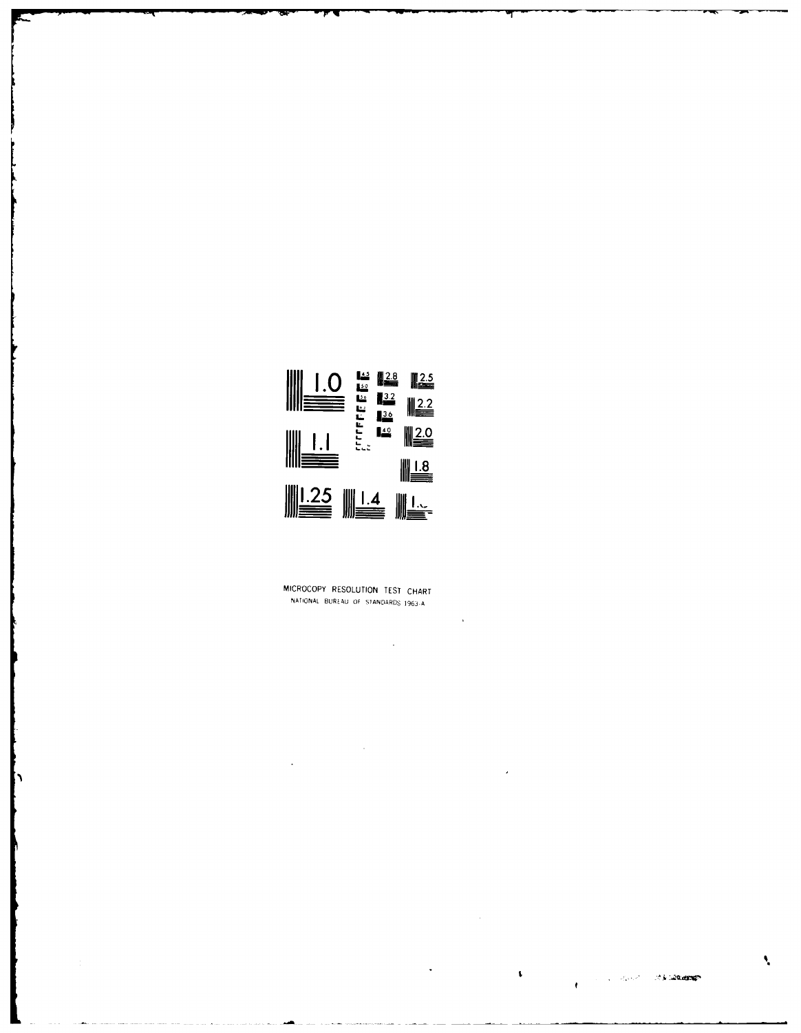MICROCOPY RESOLUTION TEST CHART
NATIONAL BUREAU OF STANDARDS 1963-A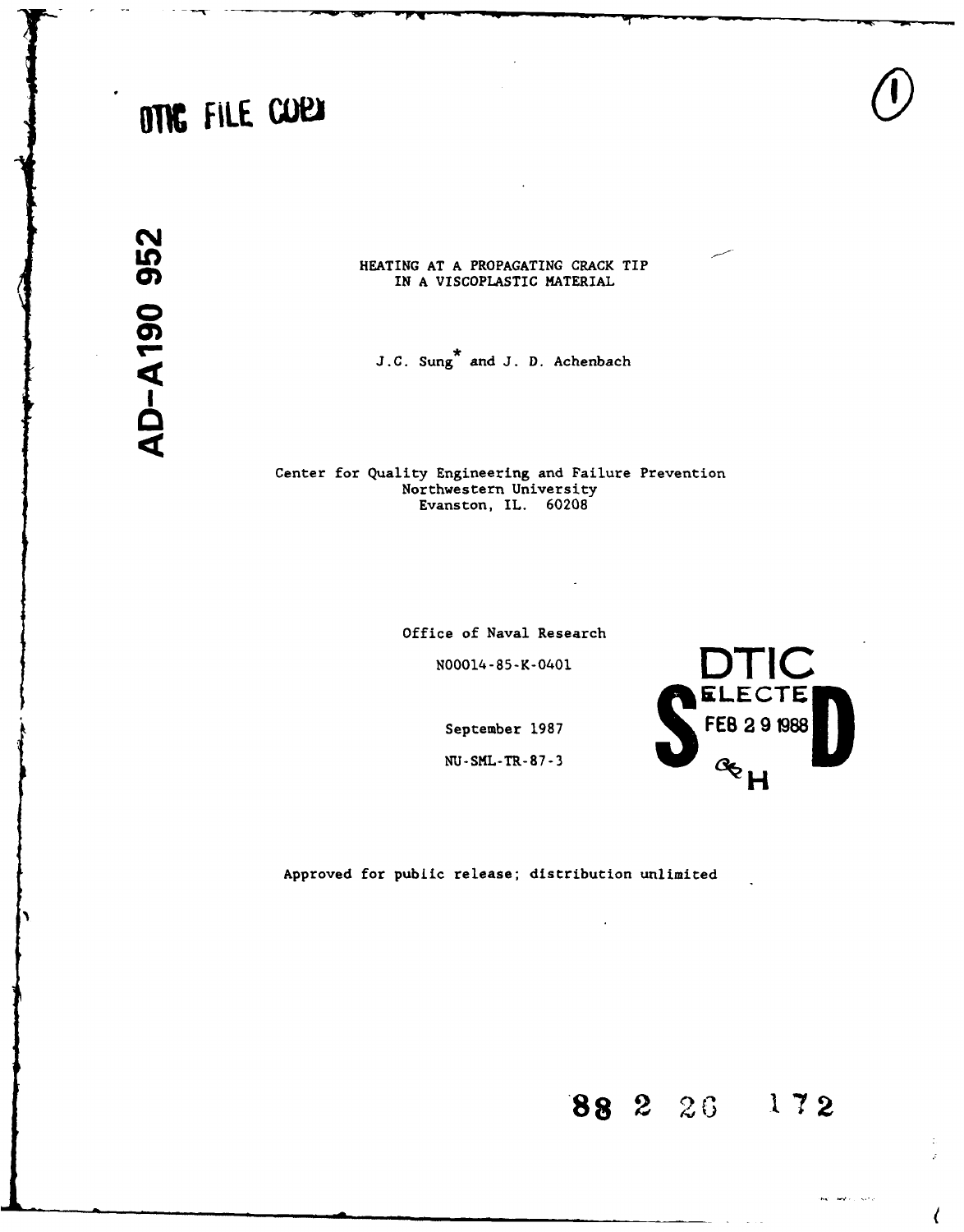DTIC FILE COPY

AD-A190 952

# HEATING AT A PROPAGATING CRACK TIP IN A VISCOPLASTIC MATERIAL

J.C. Sung* and J. D. Achenbach

Center for Quality Engineering and Failure Prevention
Northwestern University
Evanston, IL. 60208

Office of Naval Research

N00014-85-K-0401

September 1987

NU-SML-TR-87-3

DTIC ELECTE FEB 29 1988

Approved for public release; distribution unlimited

88 2 26 172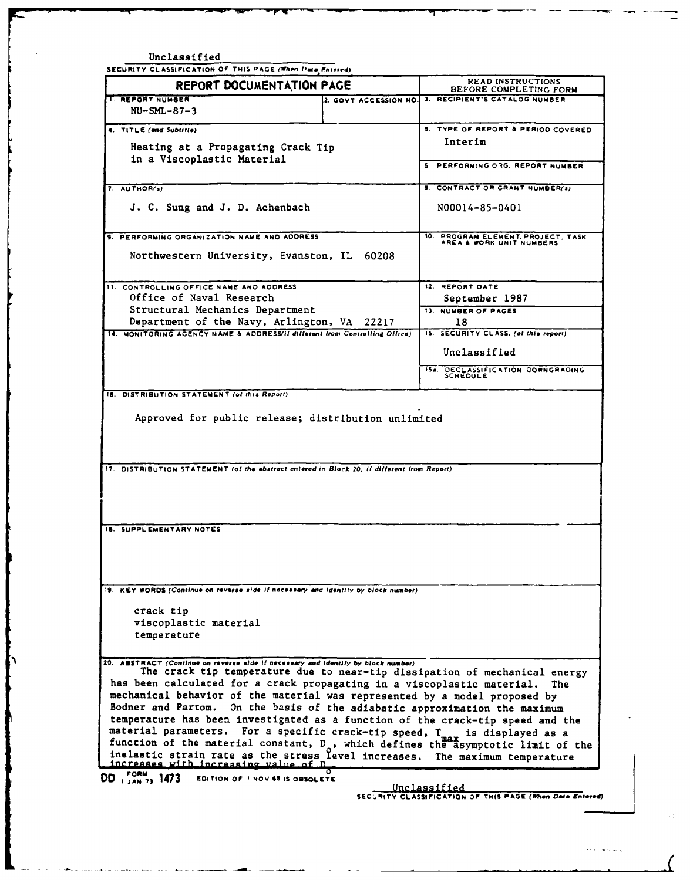Unclassified

SECURITY CLASSIFICATION OF THIS PAGE (When Data Entered)

| REPORT DOCUMENTATION PAGE | | READ INSTRUCTIONS BEFORE COMPLETING FORM |
|---|---|---|
| 1. REPORT NUMBER<br>NU-SML-87-3 | 2. GOVT ACCESSION NO. | 3. RECIPIENT'S CATALOG NUMBER |
| 4. TITLE (and Subtitle)<br>Heating at a Propagating Crack Tip in a Viscoplastic Material | | 5. TYPE OF REPORT & PERIOD COVERED<br>Interim |
| | | 6. PERFORMING ORG. REPORT NUMBER |
| 7. AUTHOR(s)<br>J. C. Sung and J. D. Achenbach | | 8. CONTRACT OR GRANT NUMBER(s)<br>N00014-85-0401 |
| 9. PERFORMING ORGANIZATION NAME AND ADDRESS<br>Northwestern University, Evanston, IL 60208 | | 10. PROGRAM ELEMENT, PROJECT, TASK AREA & WORK UNIT NUMBERS |
| 11. CONTROLLING OFFICE NAME AND ADDRESS<br>Office of Naval Research<br>Structural Mechanics Department<br>Department of the Navy, Arlington, VA 22217 | | 12. REPORT DATE<br>September 1987 |
| | | 13. NUMBER OF PAGES<br>18 |
| 14. MONITORING AGENCY NAME & ADDRESS (if different from Controlling Office) | | 15. SECURITY CLASS. (of this report)<br>Unclassified |
| | | 15a. DECLASSIFICATION DOWNGRADING SCHEDULE |

16. DISTRIBUTION STATEMENT (of this Report)

Approved for public release; distribution unlimited

17. DISTRIBUTION STATEMENT (of the abstract entered in Block 20, if different from Report)

18. SUPPLEMENTARY NOTES

19. KEY WORDS (Continue on reverse side if necessary and identify by block number)

crack tip
viscoplastic material
temperature

20. ABSTRACT (Continue on reverse side if necessary and identify by block number)

The crack tip temperature due to near-tip dissipation of mechanical energy has been calculated for a crack propagating in a viscoplastic material. The mechanical behavior of the material was represented by a model proposed by Bodner and Partom. On the basis of the adiabatic approximation the maximum temperature has been investigated as a function of the crack-tip speed and the material parameters. For a specific crack-tip speed, $T_{max}$ is displayed as a function of the material constant, $D_0$, which defines the asymptotic limit of the inelastic strain rate as the stress level increases. The maximum temperature increases with increasing value of $D_0$

DD FORM 1473, 1 JAN 73 — EDITION OF 1 NOV 65 IS OBSOLETE

Unclassified

SECURITY CLASSIFICATION OF THIS PAGE (When Data Entered)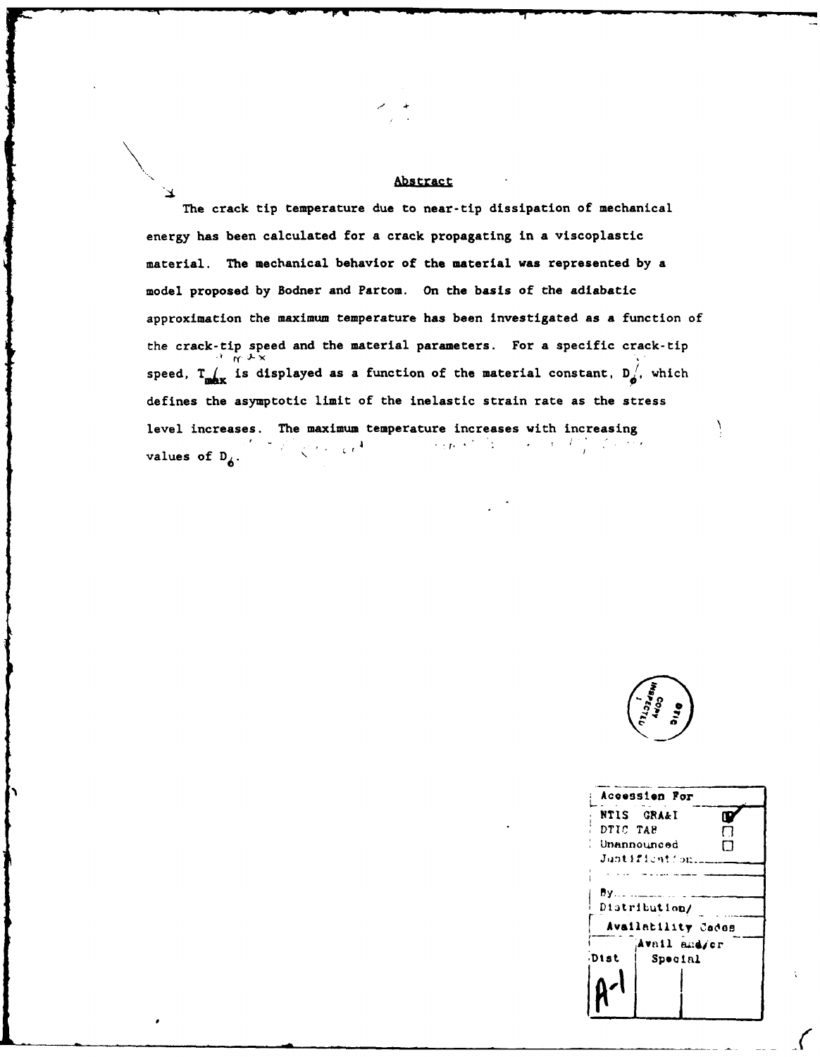## Abstract

The crack tip temperature due to near-tip dissipation of mechanical energy has been calculated for a crack propagating in a viscoplastic material. The mechanical behavior of the material was represented by a model proposed by Bodner and Partom. On the basis of the adiabatic approximation the maximum temperature has been investigated as a function of the crack-tip speed and the material parameters. For a specific crack-tip speed, $T_{max}$ is displayed as a function of the material constant, $D_0$, which defines the asymptotic limit of the inelastic strain rate as the stress level increases. The maximum temperature increases with increasing values of $D_0$.

| Accession For | |
|---|---|
| NTIS GRA&I | ☑ |
| DTIC TAB | ☐ |
| Unannounced | ☐ |
| Justification | |
| By | |
| Distribution/ | |
| Availability Codes | |
| Dist | Avail and/or Special |
| A-1 | |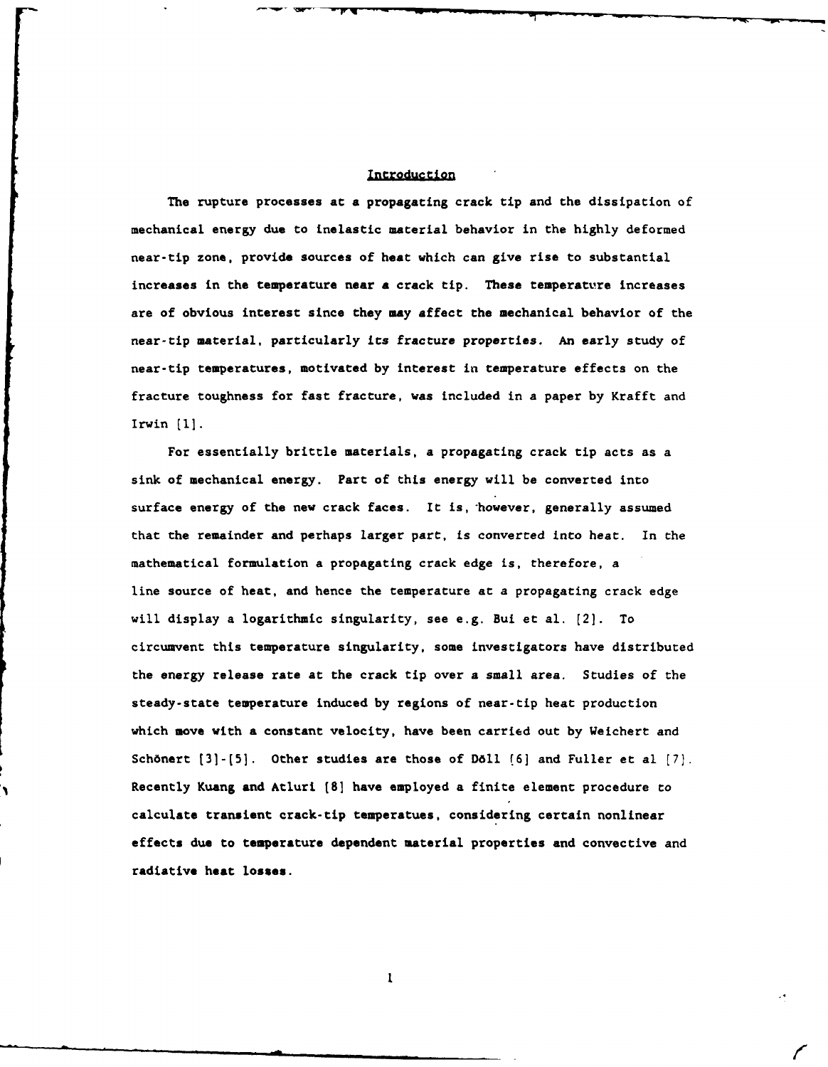## Introduction

The rupture processes at a propagating crack tip and the dissipation of mechanical energy due to inelastic material behavior in the highly deformed near-tip zone, provide sources of heat which can give rise to substantial increases in the temperature near a crack tip. These temperature increases are of obvious interest since they may affect the mechanical behavior of the near-tip material, particularly its fracture properties. An early study of near-tip temperatures, motivated by interest in temperature effects on the fracture toughness for fast fracture, was included in a paper by Krafft and Irwin [1].

For essentially brittle materials, a propagating crack tip acts as a sink of mechanical energy. Part of this energy will be converted into surface energy of the new crack faces. It is, however, generally assumed that the remainder and perhaps larger part, is converted into heat. In the mathematical formulation a propagating crack edge is, therefore, a line source of heat, and hence the temperature at a propagating crack edge will display a logarithmic singularity, see e.g. Bui et al. [2]. To circumvent this temperature singularity, some investigators have distributed the energy release rate at the crack tip over a small area. Studies of the steady-state temperature induced by regions of near-tip heat production which move with a constant velocity, have been carried out by Weichert and Schönert [3]-[5]. Other studies are those of Döll [6] and Fuller et al [7]. Recently Kuang and Atluri [8] have employed a finite element procedure to calculate transient crack-tip temperatues, considering certain nonlinear effects due to temperature dependent material properties and convective and radiative heat losses.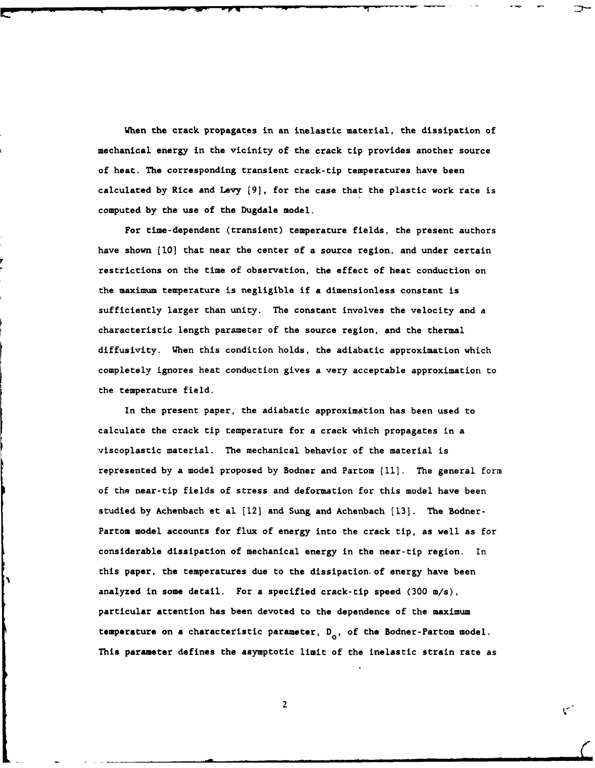When the crack propagates in an inelastic material, the dissipation of mechanical energy in the vicinity of the crack tip provides another source of heat. The corresponding transient crack-tip temperatures have been calculated by Rice and Levy [9], for the case that the plastic work rate is computed by the use of the Dugdale model.

For time-dependent (transient) temperature fields, the present authors have shown [10] that near the center of a source region, and under certain restrictions on the time of observation, the effect of heat conduction on the maximum temperature is negligible if a dimensionless constant is sufficiently larger than unity. The constant involves the velocity and a characteristic length parameter of the source region, and the thermal diffusivity. When this condition holds, the adiabatic approximation which completely ignores heat conduction gives a very acceptable approximation to the temperature field.

In the present paper, the adiabatic approximation has been used to calculate the crack tip temperature for a crack which propagates in a viscoplastic material. The mechanical behavior of the material is represented by a model proposed by Bodner and Partom [11]. The general form of the near-tip fields of stress and deformation for this model have been studied by Achenbach et al [12] and Sung and Achenbach [13]. The Bodner-Partom model accounts for flux of energy into the crack tip, as well as for considerable dissipation of mechanical energy in the near-tip region. In this paper, the temperatures due to the dissipation of energy have been analyzed in some detail. For a specified crack-tip speed (300 m/s), particular attention has been devoted to the dependence of the maximum temperature on a characteristic parameter, $D_o$, of the Bodner-Partom model. This parameter defines the asymptotic limit of the inelastic strain rate as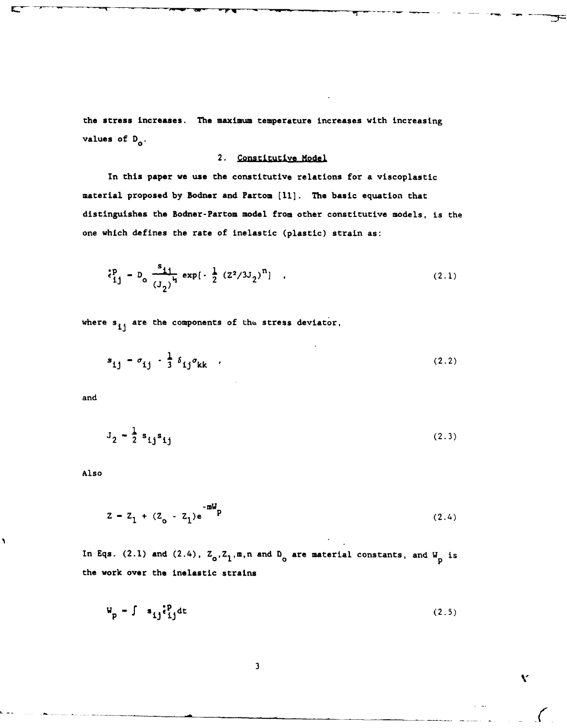the stress increases. The maximum temperature increases with increasing values of $D_o$.

## 2. Constitutive Model

In this paper we use the constitutive relations for a viscoplastic material proposed by Bodner and Partom [11]. The basic equation that distinguishes the Bodner-Partom model from other constitutive models, is the one which defines the rate of inelastic (plastic) strain as:

$$\dot{\epsilon}_{ij}^{p} = D_o \frac{s_{ij}}{(J_2)^{\frac{1}{2}}} \exp[-\frac{1}{2}(Z^2/3J_2)^n] \quad , \tag{2.1}$$

where $s_{ij}$ are the components of the stress deviator,

$$s_{ij} = \sigma_{ij} - \frac{1}{3}\delta_{ij}\sigma_{kk} \quad , \tag{2.2}$$

and

$$J_2 = \frac{1}{2} s_{ij}s_{ij} \tag{2.3}$$

Also

$$Z = Z_1 + (Z_o - Z_1)e^{-mW_p} \tag{2.4}$$

In Eqs. (2.1) and (2.4), $Z_o, Z_1, m, n$ and $D_o$ are material constants, and $W_p$ is the work over the inelastic strains

$$W_p = \int s_{ij}\dot{\epsilon}_{ij}^{p} dt \tag{2.5}$$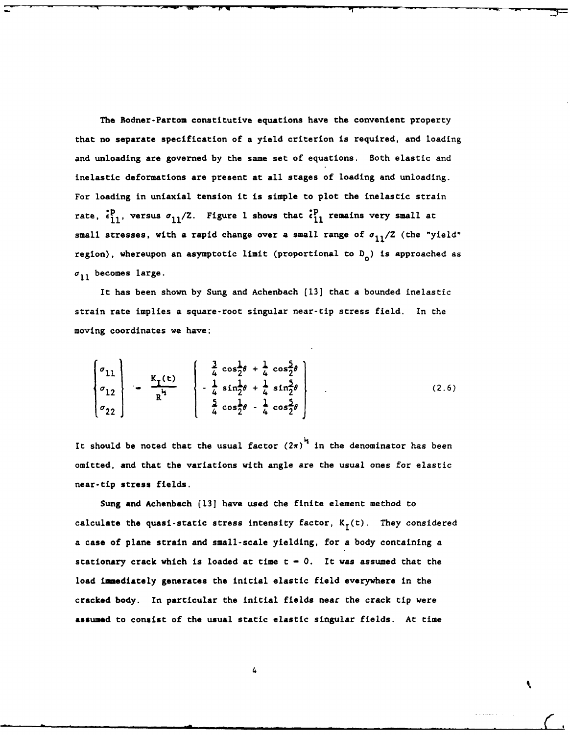The Bodner-Partom constitutive equations have the convenient property that no separate specification of a yield criterion is required, and loading and unloading are governed by the same set of equations. Both elastic and inelastic deformations are present at all stages of loading and unloading. For loading in uniaxial tension it is simple to plot the inelastic strain rate, $\dot{\epsilon}^{P}_{11}$, versus $\sigma_{11}/Z$. Figure 1 shows that $\dot{\epsilon}^{P}_{11}$ remains very small at small stresses, with a rapid change over a small range of $\sigma_{11}/Z$ (the "yield" region), whereupon an asymptotic limit (proportional to $D_o$) is approached as $\sigma_{11}$ becomes large.

It has been shown by Sung and Achenbach [13] that a bounded inelastic strain rate implies a square-root singular near-tip stress field. In the moving coordinates we have:

$$\begin{Bmatrix} \sigma_{11} \\ \sigma_{12} \\ \sigma_{22} \end{Bmatrix} = \frac{K_I(t)}{R^{\frac{1}{2}}} \begin{Bmatrix} \frac{3}{4}\cos\frac{1}{2}\theta + \frac{1}{4}\cos\frac{5}{2}\theta \\ -\frac{1}{4}\sin\frac{1}{2}\theta + \frac{1}{4}\sin\frac{5}{2}\theta \\ \frac{5}{4}\cos\frac{1}{2}\theta - \frac{1}{4}\cos\frac{5}{2}\theta \end{Bmatrix} \quad . \tag{2.6}$$

It should be noted that the usual factor $(2\pi)^{\frac{1}{2}}$ in the denominator has been omitted, and that the variations with angle are the usual ones for elastic near-tip stress fields.

Sung and Achenbach [13] have used the finite element method to calculate the quasi-static stress intensity factor, $K_I(t)$. They considered a case of plane strain and small-scale yielding, for a body containing a stationary crack which is loaded at time $t = 0$. It was assumed that the load immediately generates the initial elastic field everywhere in the cracked body. In particular the initial fields near the crack tip were assumed to consist of the usual static elastic singular fields. At time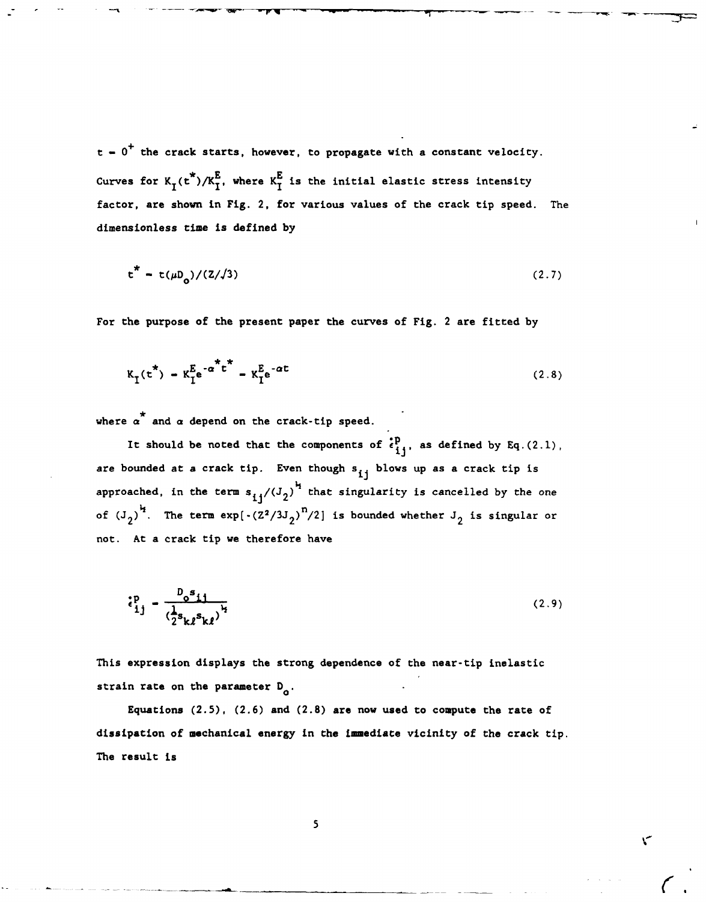$t = 0^+$ the crack starts, however, to propagate with a constant velocity. Curves for $K_I(t^*)/K_I^E$, where $K_I^E$ is the initial elastic stress intensity factor, are shown in Fig. 2, for various values of the crack tip speed. The dimensionless time is defined by

$$t^* = t(\mu D_o)/(Z/\sqrt{3}) \tag{2.7}$$

For the purpose of the present paper the curves of Fig. 2 are fitted by

$$K_I(t^*) = K_I^E e^{-\alpha^* t^*} = K_I^E e^{-\alpha t} \tag{2.8}$$

where $\alpha^*$ and $\alpha$ depend on the crack-tip speed.

It should be noted that the components of $\dot{\epsilon}_{ij}^p$, as defined by Eq.(2.1), are bounded at a crack tip. Even though $s_{ij}$ blows up as a crack tip is approached, in the term $s_{ij}/(J_2)^{\frac{1}{2}}$ that singularity is cancelled by the one of $(J_2)^{\frac{1}{2}}$. The term $\exp[-(Z^2/3J_2)^n/2]$ is bounded whether $J_2$ is singular or not. At a crack tip we therefore have

$$\dot{\epsilon}_{ij}^p = \frac{D_o s_{ij}}{(\frac{1}{2}s_{k\ell}s_{k\ell})^{\frac{1}{2}}} \tag{2.9}$$

This expression displays the strong dependence of the near-tip inelastic strain rate on the parameter $D_o$.

Equations (2.5), (2.6) and (2.8) are now used to compute the rate of dissipation of mechanical energy in the immediate vicinity of the crack tip. The result is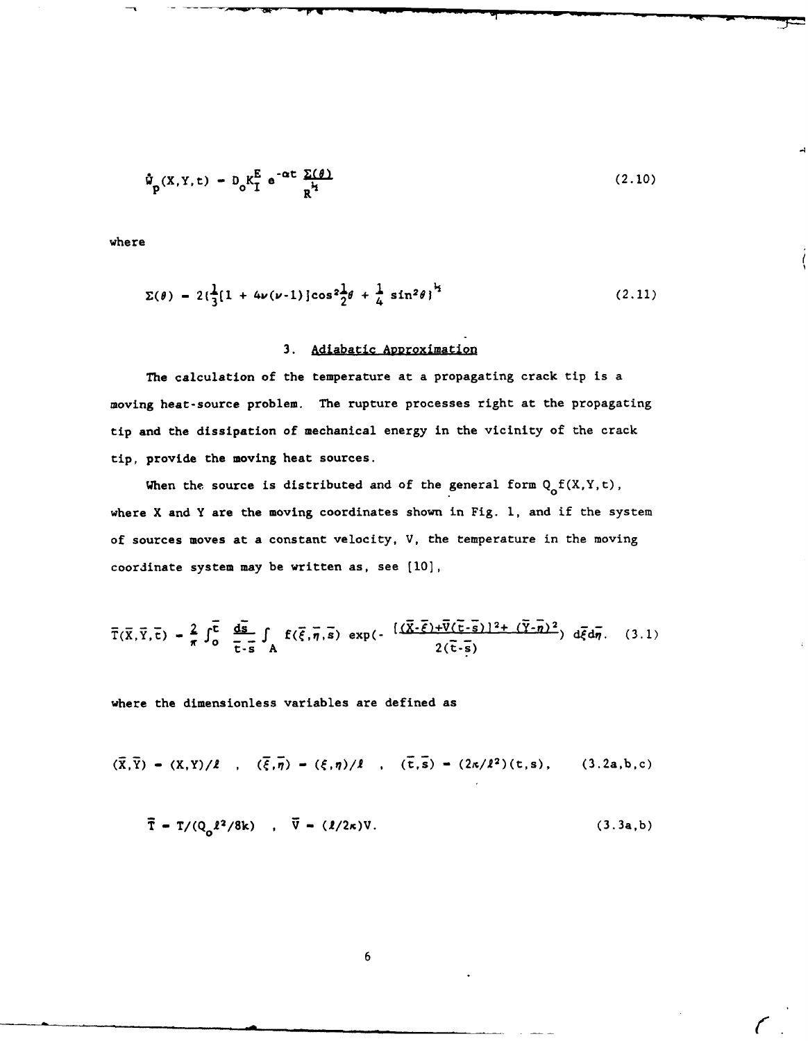$$\hat{W}_p(X,Y,t) = D_o K_I^E \, e^{-\alpha t} \frac{\Sigma(\theta)}{R^{\frac{1}{2}}} \tag{2.10}$$

where

$$\Sigma(\theta) = 2\{\tfrac{1}{3}[1 + 4\nu(\nu-1)]\cos^2\tfrac{1}{2}\theta + \tfrac{1}{4}\sin^2\theta\}^{\frac{1}{2}} \tag{2.11}$$

## 3. Adiabatic Approximation

The calculation of the temperature at a propagating crack tip is a moving heat-source problem. The rupture processes right at the propagating tip and the dissipation of mechanical energy in the vicinity of the crack tip, provide the moving heat sources.

When the source is distributed and of the general form $Q_o f(X,Y,t)$, where X and Y are the moving coordinates shown in Fig. 1, and if the system of sources moves at a constant velocity, V, the temperature in the moving coordinate system may be written as, see [10],

$$\bar{T}(\bar{X},\bar{Y},\bar{t}) = \frac{2}{\pi} \int_0^{\bar{t}} \frac{d\bar{s}}{\bar{t}-\bar{s}} \int_A f(\bar{\xi},\bar{\eta},\bar{s}) \exp\left(- \frac{[(\bar{X}-\bar{\xi})+\bar{V}(\bar{t}-\bar{s})]^2 + (\bar{Y}-\bar{\eta})^2}{2(\bar{t}-\bar{s})}\right) d\bar{\xi} d\bar{\eta}. \tag{3.1}$$

where the dimensionless variables are defined as

$$(\bar{X},\bar{Y}) = (X,Y)/\ell \quad , \quad (\bar{\xi},\bar{\eta}) = (\xi,\eta)/\ell \quad , \quad (\bar{t},\bar{s}) = (2\kappa/\ell^2)(t,s), \tag{3.2a,b,c}$$

$$\bar{T} = T/(Q_o \ell^2/8k) \quad , \quad \bar{V} = (\ell/2\kappa)V. \tag{3.3a,b}$$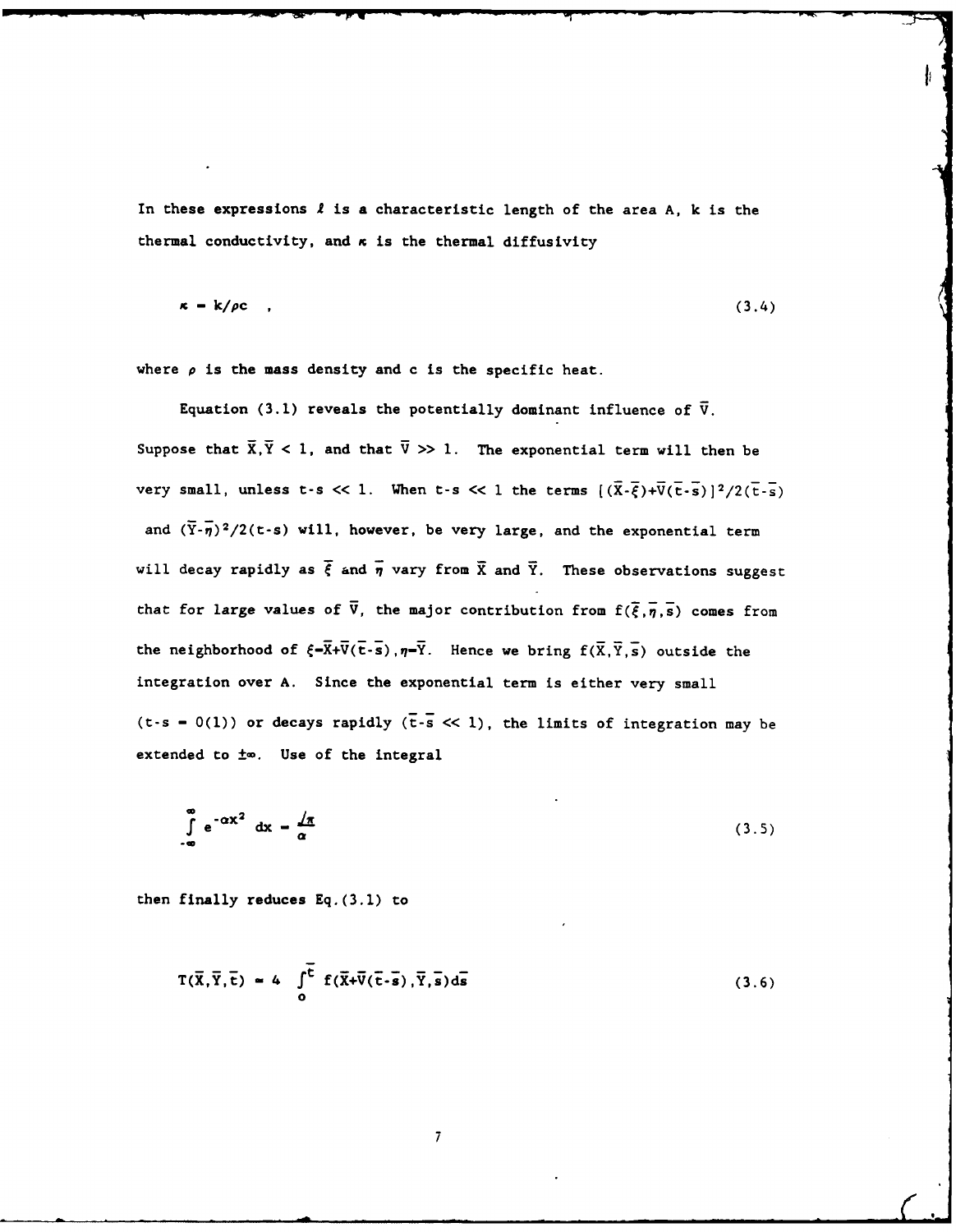In these expressions $\ell$ is a characteristic length of the area A, k is the thermal conductivity, and $\kappa$ is the thermal diffusivity

$$\kappa = k/\rho c \quad , \tag{3.4}$$

where $\rho$ is the mass density and c is the specific heat.

Equation (3.1) reveals the potentially dominant influence of $\bar{V}$. Suppose that $\bar{X},\bar{Y} < 1$, and that $\bar{V} >> 1$. The exponential term will then be very small, unless $t\text{-}s << 1$. When $t\text{-}s << 1$ the terms $[(\bar{X}-\bar{\xi})+\bar{V}(\bar{t}-\bar{s})]^2/2(\bar{t}-\bar{s})$ and $(\bar{Y}-\bar{\eta})^2/2(t\text{-}s)$ will, however, be very large, and the exponential term will decay rapidly as $\bar{\xi}$ and $\bar{\eta}$ vary from $\bar{X}$ and $\bar{Y}$. These observations suggest that for large values of $\bar{V}$, the major contribution from $f(\bar{\xi},\bar{\eta},\bar{s})$ comes from the neighborhood of $\xi=\bar{X}+\bar{V}(\bar{t}-\bar{s}),\eta=\bar{Y}$. Hence we bring $f(\bar{X},\bar{Y},\bar{s})$ outside the integration over A. Since the exponential term is either very small ($t\text{-}s = O(1)$) or decays rapidly ($\bar{t}-\bar{s} << 1$), the limits of integration may be extended to $\pm\infty$. Use of the integral

$$\int_{-\infty}^{\infty} e^{-\alpha x^2}\, dx = \frac{\sqrt{\pi}}{\alpha} \tag{3.5}$$

then finally reduces Eq.(3.1) to

$$T(\bar{X},\bar{Y},\bar{t}) = 4 \int_{0}^{\bar{t}} f(\bar{X}+\bar{V}(\bar{t}-\bar{s}),\bar{Y},\bar{s})d\bar{s} \tag{3.6}$$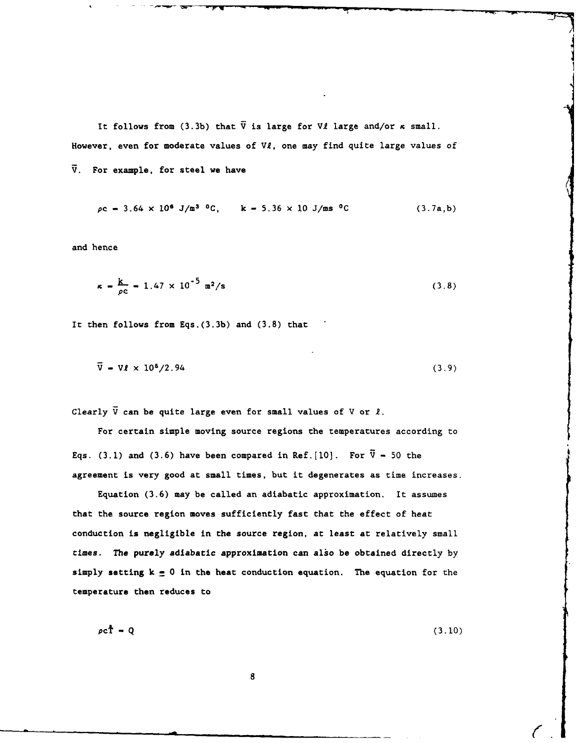It follows from (3.3b) that $\bar{V}$ is large for $V\ell$ large and/or $\kappa$ small. However, even for moderate values of $V\ell$, one may find quite large values of $\bar{V}$. For example, for steel we have

$$\rho c = 3.64 \times 10^6 \text{ J/m}^3 \text{ }^\circ\text{C}, \qquad k = 5.36 \times 10 \text{ J/ms }^\circ\text{C} \tag{3.7a,b}$$

and hence

$$\kappa = \frac{k}{\rho c} = 1.47 \times 10^{-5} \text{ m}^2\text{/s} \tag{3.8}$$

It then follows from Eqs.(3.3b) and (3.8) that

$$\bar{V} = V\ell \times 10^5/2.94 \tag{3.9}$$

Clearly $\bar{V}$ can be quite large even for small values of $V$ or $\ell$.

For certain simple moving source regions the temperatures according to Eqs. (3.1) and (3.6) have been compared in Ref.[10]. For $\bar{V} = 50$ the agreement is very good at small times, but it degenerates as time increases.

Equation (3.6) may be called an adiabatic approximation. It assumes that the source region moves sufficiently fast that the effect of heat conduction is negligible in the source region, at least at relatively small times. The purely adiabatic approximation can also be obtained directly by simply setting $k \equiv 0$ in the heat conduction equation. The equation for the temperature then reduces to

$$\rho c \dot{T} = Q \tag{3.10}$$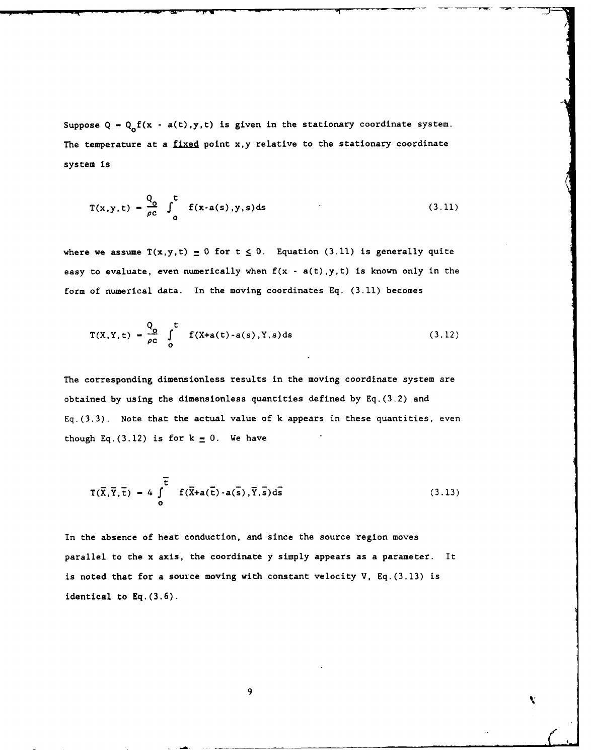Suppose $Q = Q_o f(x - a(t),y,t)$ is given in the stationary coordinate system. The temperature at a fixed point x,y relative to the stationary coordinate system is

$$T(x,y,t) = \frac{Q_o}{\rho c} \int_o^t f(x-a(s),y,s)ds \tag{3.11}$$

where we assume $T(x,y,t) \equiv 0$ for $t \leq 0$. Equation (3.11) is generally quite easy to evaluate, even numerically when $f(x - a(t),y,t)$ is known only in the form of numerical data. In the moving coordinates Eq. (3.11) becomes

$$T(X,Y,t) = \frac{Q_o}{\rho c} \int_o^t f(X+a(t)-a(s),Y,s)ds \tag{3.12}$$

The corresponding dimensionless results in the moving coordinate system are obtained by using the dimensionless quantities defined by Eq.(3.2) and Eq.(3.3). Note that the actual value of k appears in these quantities, even though Eq.(3.12) is for $k \equiv 0$. We have

$$T(\bar{X},\bar{Y},\bar{t}) = 4 \int_o^{\bar{t}} f(\bar{X}+a(\bar{t})-a(\bar{s}),\bar{Y},\bar{s})d\bar{s} \tag{3.13}$$

In the absence of heat conduction, and since the source region moves parallel to the x axis, the coordinate y simply appears as a parameter. It is noted that for a source moving with constant velocity V, Eq.(3.13) is identical to Eq.(3.6).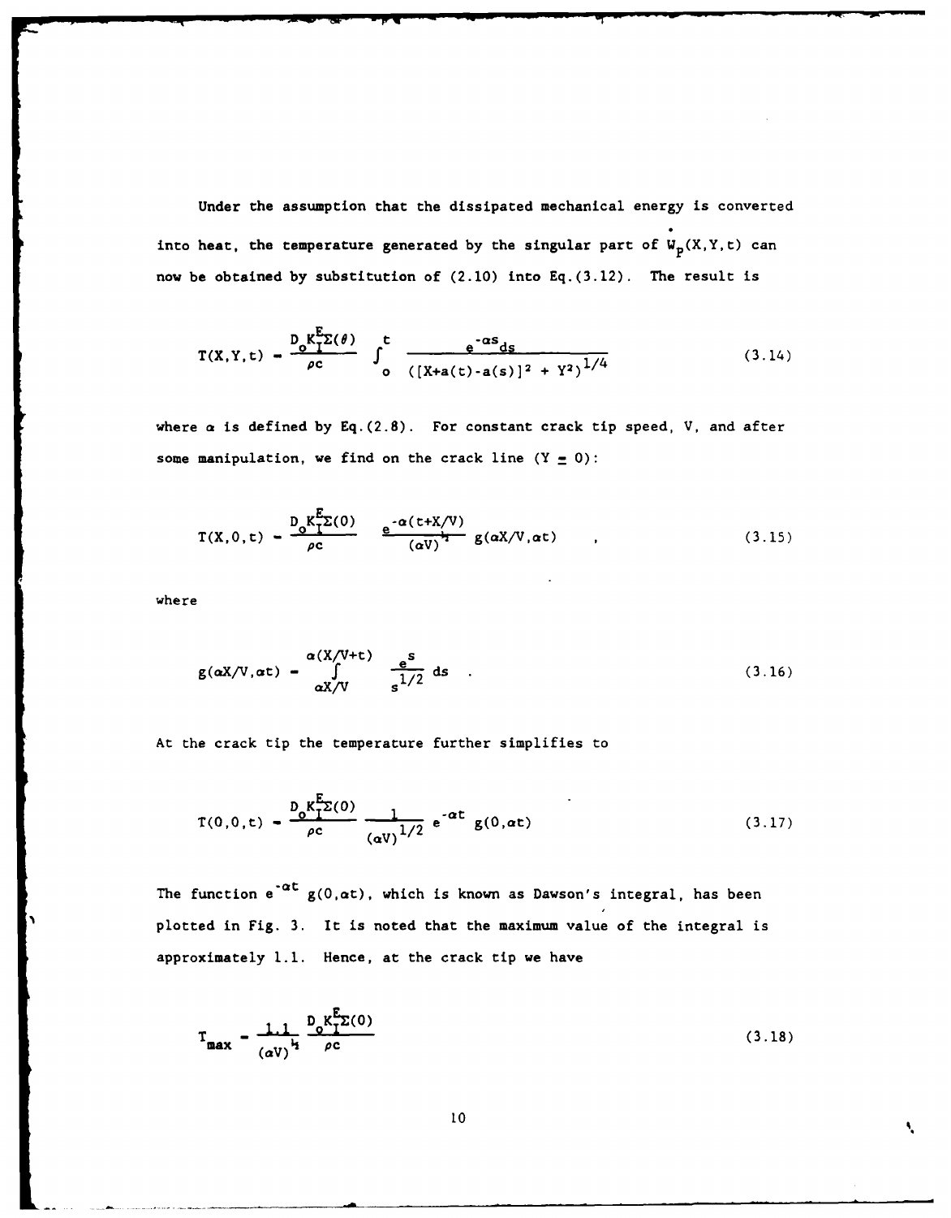Under the assumption that the dissipated mechanical energy is converted into heat, the temperature generated by the singular part of $\dot{W}_p(X,Y,t)$ can now be obtained by substitution of (2.10) into Eq.(3.12). The result is

$$T(X,Y,t) = \frac{D_o K_I^E \Sigma(\theta)}{\rho c} \int_o^t \frac{e^{-\alpha s} ds}{([X+a(t)-a(s)]^2 + Y^2)^{1/4}} \tag{3.14}$$

where $\alpha$ is defined by Eq.(2.8). For constant crack tip speed, V, and after some manipulation, we find on the crack line ($Y = 0$):

$$T(X,0,t) = \frac{D_o K_I^E \Sigma(0)}{\rho c} \frac{e^{-\alpha(t+X/V)}}{(\alpha V)^{1/2}} g(\alpha X/V, \alpha t) \quad , \tag{3.15}$$

where

$$g(\alpha X/V, \alpha t) = \int_{\alpha X/V}^{\alpha(X/V+t)} \frac{e^s}{s^{1/2}} ds \quad . \tag{3.16}$$

At the crack tip the temperature further simplifies to

$$T(0,0,t) = \frac{D_o K_I^E \Sigma(0)}{\rho c} \frac{1}{(\alpha V)^{1/2}} e^{-\alpha t} g(0,\alpha t) \tag{3.17}$$

The function $e^{-\alpha t} g(0,\alpha t)$, which is known as Dawson's integral, has been plotted in Fig. 3. It is noted that the maximum value of the integral is approximately 1.1. Hence, at the crack tip we have

$$T_{max} = \frac{1.1}{(\alpha V)^{1/2}} \frac{D_o K_I^E \Sigma(0)}{\rho c} \tag{3.18}$$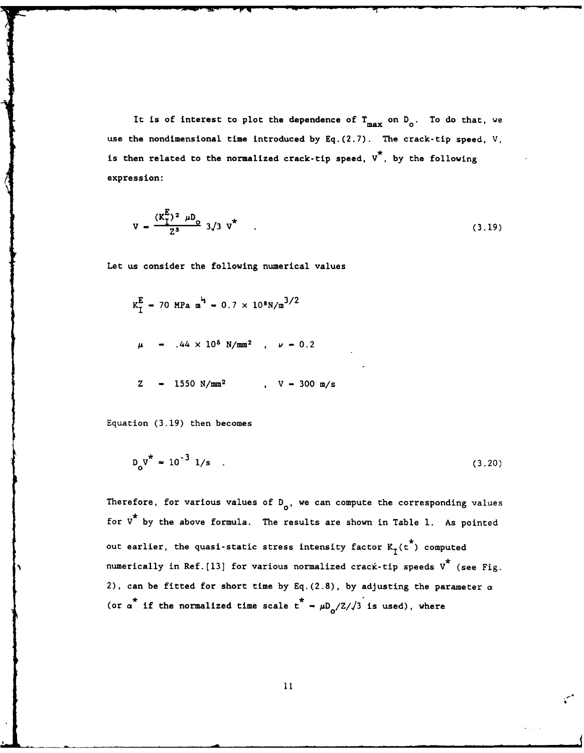It is of interest to plot the dependence of $T_{max}$ on $D_o$. To do that, we use the nondimensional time introduced by Eq.(2.7). The crack-tip speed, V, is then related to the normalized crack-tip speed, $V^*$, by the following expression:

$$V = \frac{(K_I^E)^2 \ \mu D_o}{Z^3} \ 3\sqrt{3} \ V^* \quad . \tag{3.19}$$

Let us consider the following numerical values

$$K_I^E = 70 \ \text{MPa m}^{½} = 0.7 \times 10^8 \text{N/m}^{3/2}$$

$$\mu \ = \ .44 \times 10^5 \ \text{N/mm}^2 \quad , \quad \nu = 0.2$$

$$Z \ = \ 1550 \ \text{N/mm}^2 \qquad , \quad V = 300 \ \text{m/s}$$

Equation (3.19) then becomes

$$D_o V^* \approx 10^{-3} \ 1/\text{s} \quad . \tag{3.20}$$

Therefore, for various values of $D_o$, we can compute the corresponding values for $V^*$ by the above formula. The results are shown in Table 1. As pointed out earlier, the quasi-static stress intensity factor $K_I(t^*)$ computed numerically in Ref.[13] for various normalized crack-tip speeds $V^*$ (see Fig. 2), can be fitted for short time by Eq.(2.8), by adjusting the parameter $\alpha$ (or $\alpha^*$ if the normalized time scale $t^* = \mu D_o/Z/\sqrt{3}$ is used), where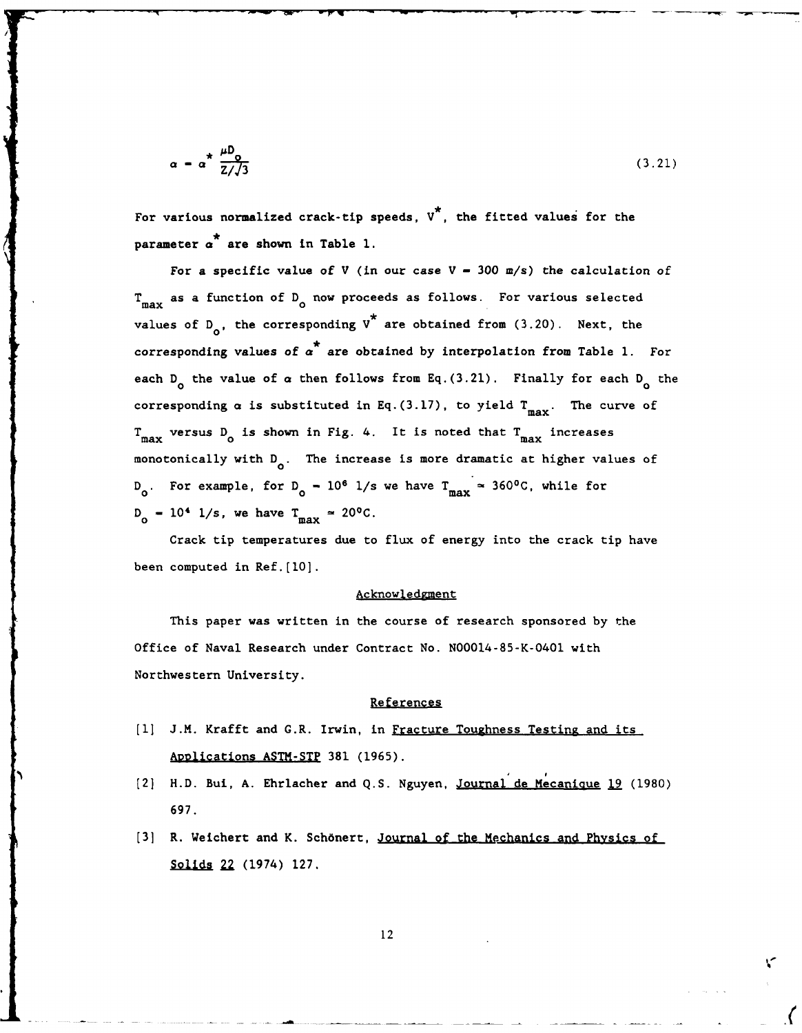$$\alpha = \alpha^* \frac{\mu D_o}{Z/\sqrt{3}} \tag{3.21}$$

For various normalized crack-tip speeds, $V^*$, the fitted values for the parameter $\alpha^*$ are shown in Table 1.

For a specific value of V (in our case V = 300 m/s) the calculation of $T_{max}$ as a function of $D_o$ now proceeds as follows. For various selected values of $D_o$, the corresponding $V^*$ are obtained from (3.20). Next, the corresponding values of $\alpha^*$ are obtained by interpolation from Table 1. For each $D_o$ the value of $\alpha$ then follows from Eq.(3.21). Finally for each $D_o$ the corresponding $\alpha$ is substituted in Eq.(3.17), to yield $T_{max}$. The curve of $T_{max}$ versus $D_o$ is shown in Fig. 4. It is noted that $T_{max}$ increases monotonically with $D_o$. The increase is more dramatic at higher values of $D_o$. For example, for $D_o = 10^6$ 1/s we have $T_{max} \approx 360°C$, while for $D_o = 10^4$ 1/s, we have $T_{max} \approx 20°C$.

Crack tip temperatures due to flux of energy into the crack tip have been computed in Ref.[10].

## Acknowledgment

This paper was written in the course of research sponsored by the Office of Naval Research under Contract No. N00014-85-K-0401 with Northwestern University.

## References

[1] J.M. Krafft and G.R. Irwin, in Fracture Toughness Testing and its Applications ASTM-STP 381 (1965).

[2] H.D. Bui, A. Ehrlacher and Q.S. Nguyen, Journal de Mécanique 19 (1980) 697.

[3] R. Weichert and K. Schönert, Journal of the Mechanics and Physics of Solids 22 (1974) 127.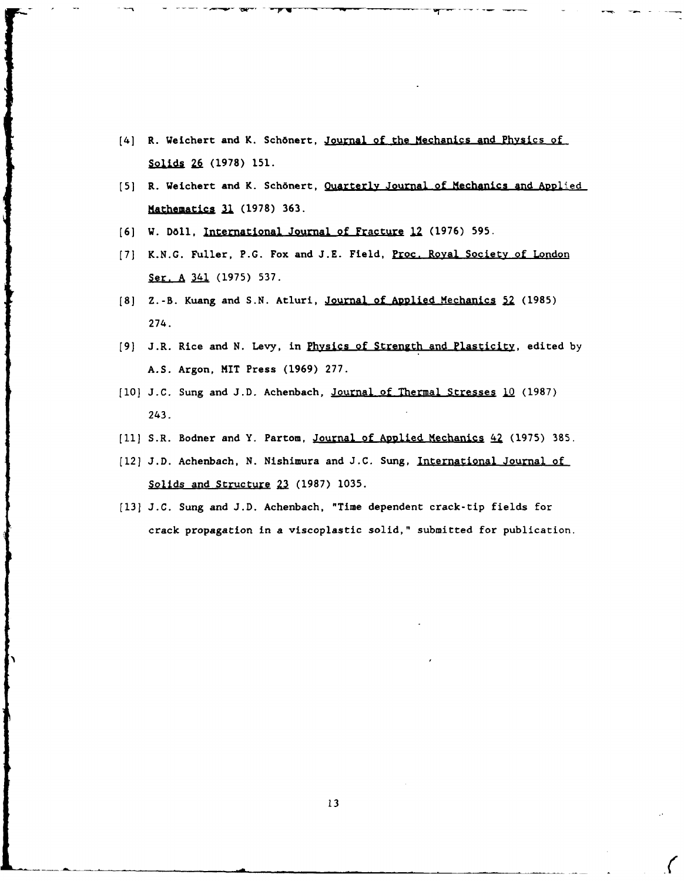[4] R. Weichert and K. Schönert, Journal of the Mechanics and Physics of Solids 26 (1978) 151.

[5] R. Weichert and K. Schönert, Quarterly Journal of Mechanics and Applied Mathematics 31 (1978) 363.

[6] W. Döll, International Journal of Fracture 12 (1976) 595.

[7] K.N.G. Fuller, P.G. Fox and J.E. Field, Proc. Royal Society of London Ser. A 341 (1975) 537.

[8] Z.-B. Kuang and S.N. Atluri, Journal of Applied Mechanics 52 (1985) 274.

[9] J.R. Rice and N. Levy, in Physics of Strength and Plasticity, edited by A.S. Argon, MIT Press (1969) 277.

[10] J.C. Sung and J.D. Achenbach, Journal of Thermal Stresses 10 (1987) 243.

[11] S.R. Bodner and Y. Partom, Journal of Applied Mechanics 42 (1975) 385.

[12] J.D. Achenbach, N. Nishimura and J.C. Sung, International Journal of Solids and Structure 23 (1987) 1035.

[13] J.C. Sung and J.D. Achenbach, "Time dependent crack-tip fields for crack propagation in a viscoplastic solid," submitted for publication.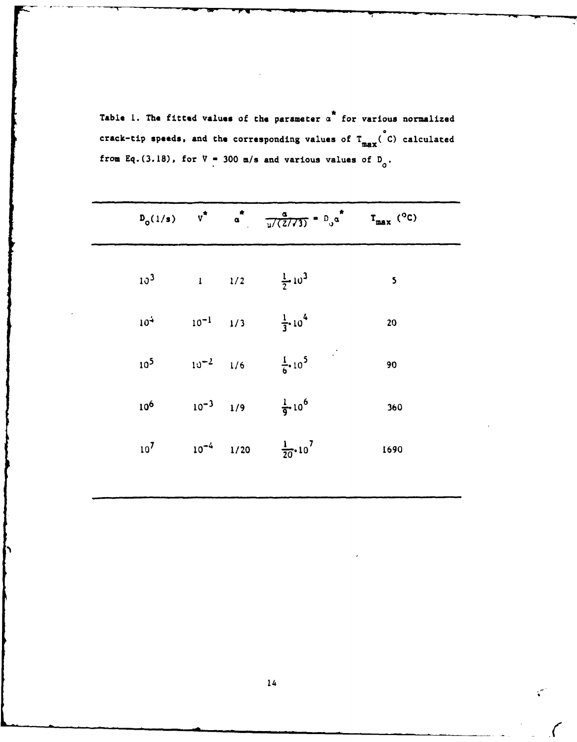Table 1. The fitted values of the parameter $\alpha^*$ for various normalized crack-tip speeds, and the corresponding values of $T_{max}$ ($^\circ$C) calculated from Eq.(3.18), for V = 300 m/s and various values of $D_o$.

| $D_o$(1/s) | $V^*$ | $\alpha^*$ | $\frac{a}{\mu/(2/\sqrt{3})} = D_o\alpha^*$ | $T_{max}$ ($^\circ$C) |
|---|---|---|---|---|
| $10^3$ | 1 | 1/2 | $\frac{1}{2}\cdot 10^3$ | 5 |
| $10^4$ | $10^{-1}$ | 1/3 | $\frac{1}{3}\cdot 10^4$ | 20 |
| $10^5$ | $10^{-2}$ | 1/6 | $\frac{1}{6}\cdot 10^5$ | 90 |
| $10^6$ | $10^{-3}$ | 1/9 | $\frac{1}{9}\cdot 10^6$ | 360 |
| $10^7$ | $10^{-4}$ | 1/20 | $\frac{1}{20}\cdot 10^7$ | 1690 |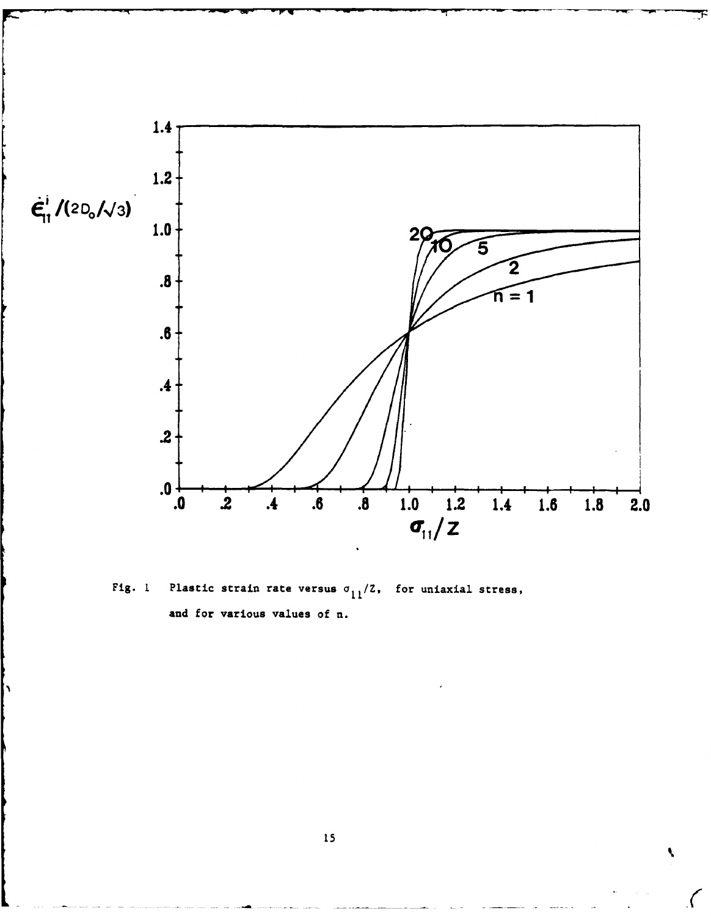Fig. 1 Plastic strain rate versus $\sigma_{11}/Z$, for uniaxial stress, and for various values of n.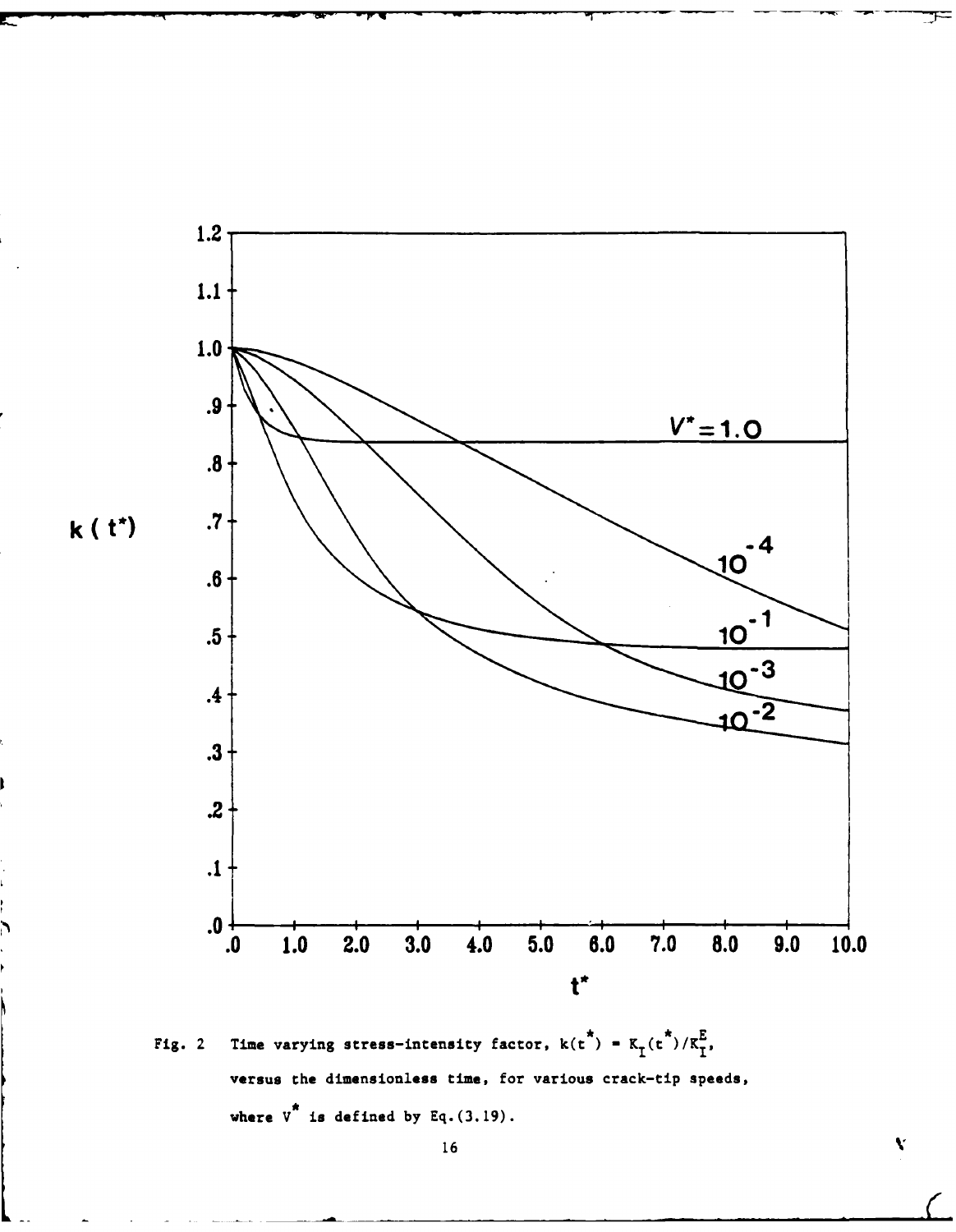Fig. 2 Time varying stress-intensity factor, $k(t^*) = K_I(t^*)/K_I^E$, versus the dimensionless time, for various crack-tip speeds, where $V^*$ is defined by Eq.(3.19).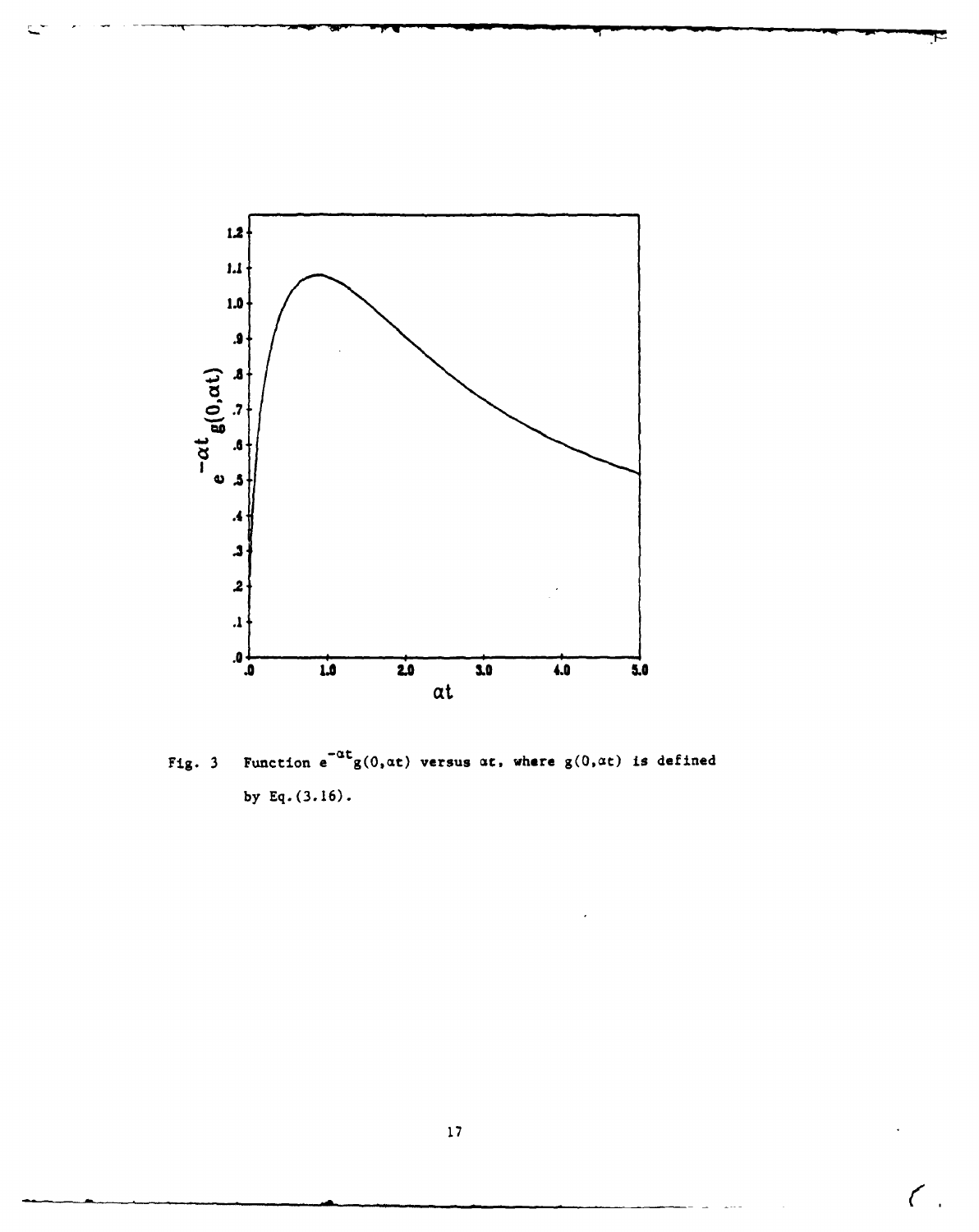Fig. 3 Function $e^{-\alpha t}g(0,\alpha t)$ versus $\alpha t$, where $g(0,\alpha t)$ is defined by Eq.(3.16).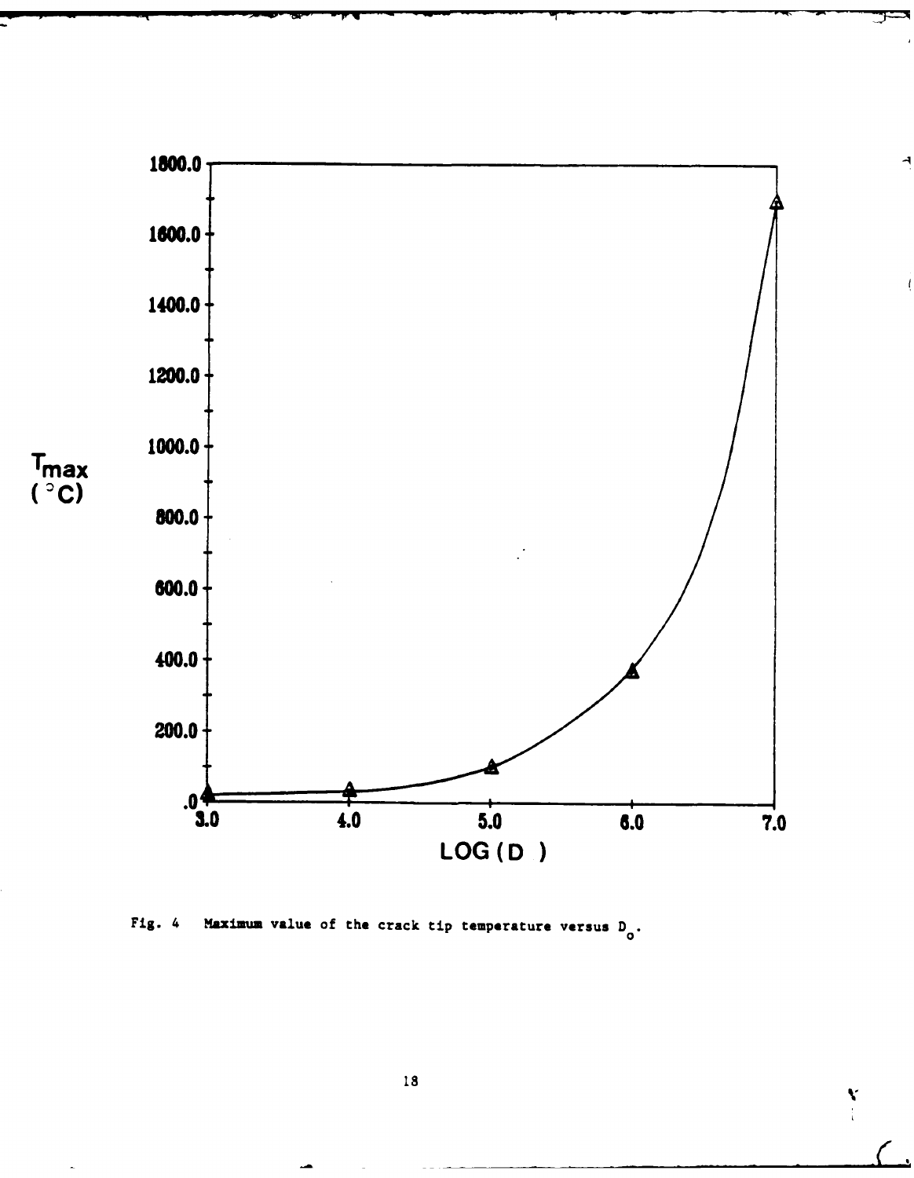Fig. 4 Maximum value of the crack tip temperature versus $D_o$.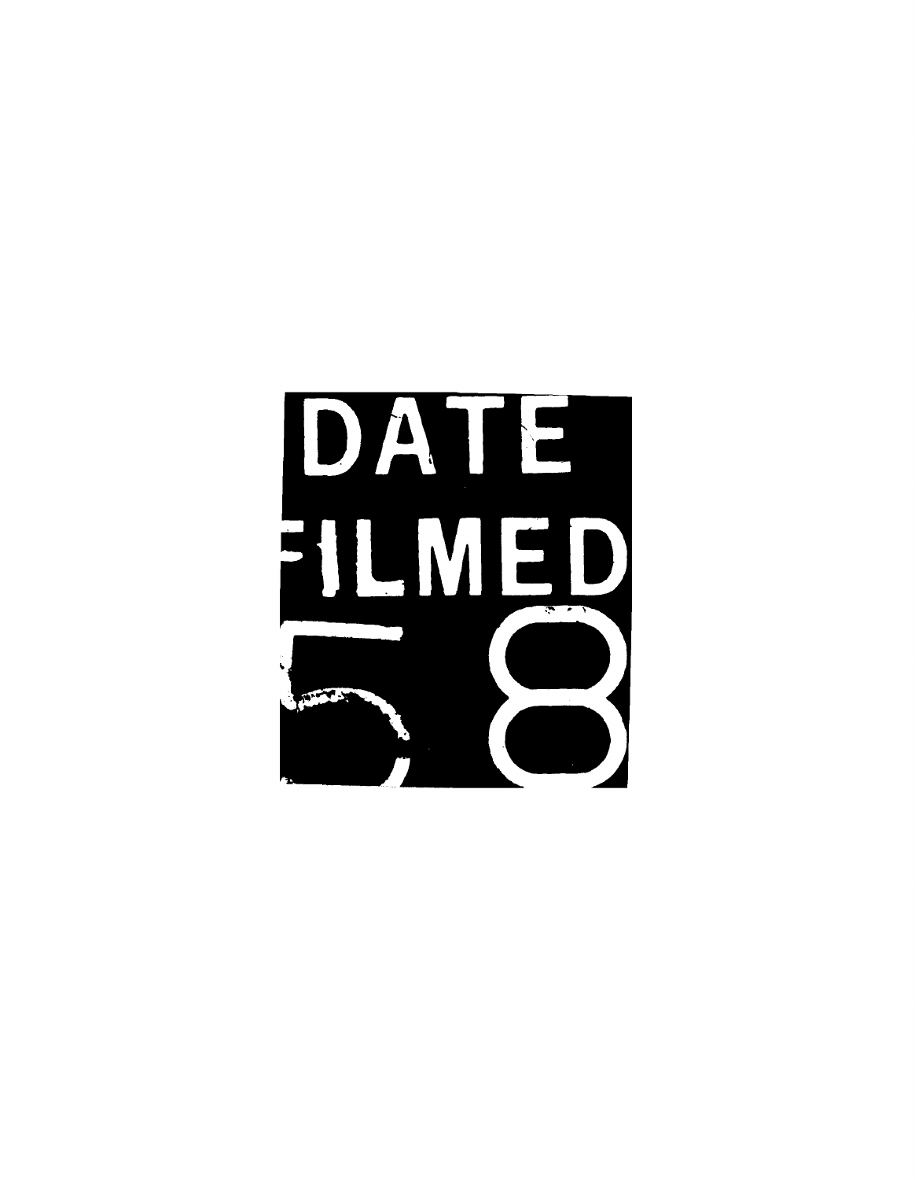DATE

FILMED

5 8